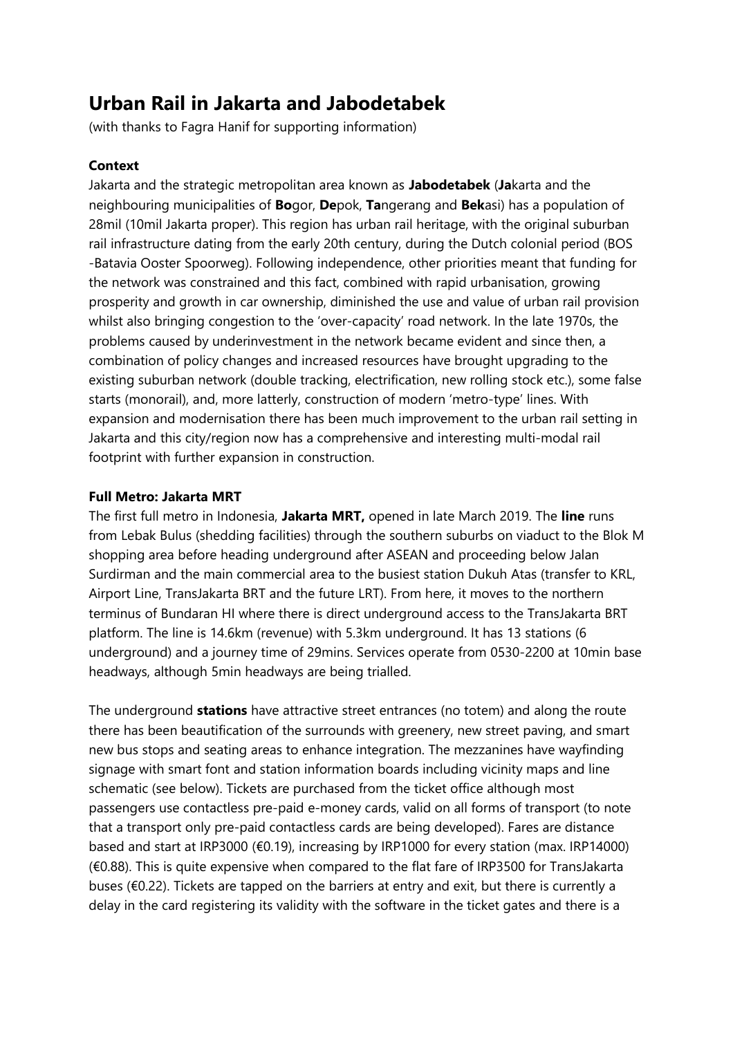# Urban Rail in Jakarta and Jabodetabek

(with thanks to Fagra Hanif for supporting information)

**Context**

Jakarta and the strategic metropolitan area known as **Jabodetabek** (**Ja**karta and the neighbouring municipalities of **Bo**gor, **De**pok, **Ta**ngerang and **Bek**asi) has a population of 28mil (10mil Jakarta proper). This region has urban rail heritage, with the original suburban rail infrastructure dating from the early 20th century, during the Dutch colonial period (BOS -Batavia Ooster Spoorweg). Following independence, other priorities meant that funding for the network was constrained and this fact, combined with rapid urbanisation, growing prosperity and growth in car ownership, diminished the use and value of urban rail provision whilst also bringing congestion to the 'over-capacity' road network. In the late 1970s, the problems caused by underinvestment in the network became evident and since then, a combination of policy changes and increased resources have brought upgrading to the existing suburban network (double tracking, electrification, new rolling stock etc.), some false starts (monorail), and, more latterly, construction of modern 'metro-type' lines. With expansion and modernisation there has been much improvement to the urban rail setting in Jakarta and this city/region now has a comprehensive and interesting multi-modal rail footprint with further expansion in construction.

**Full Metro: Jakarta MRT**

The first full metro in Indonesia, **Jakarta MRT,** opened in late March 2019. The **line** runs from Lebak Bulus (shedding facilities) through the southern suburbs on viaduct to the Blok M shopping area before heading underground after ASEAN and proceeding below Jalan Surdirman and the main commercial area to the busiest station Dukuh Atas (transfer to KRL, Airport Line, TransJakarta BRT and the future LRT). From here, it moves to the northern terminus of Bundaran HI where there is direct underground access to the TransJakarta BRT platform. The line is 14.6km (revenue) with 5.3km underground. It has 13 stations (6 underground) and a journey time of 29mins. Services operate from 0530-2200 at 10min base headways, although 5min headways are being trialled.

The underground **stations** have attractive street entrances (no totem) and along the route there has been beautification of the surrounds with greenery, new street paving, and smart new bus stops and seating areas to enhance integration. The mezzanines have wayfinding signage with smart font and station information boards including vicinity maps and line schematic (see below). Tickets are purchased from the ticket office although most passengers use contactless pre-paid e-money cards, valid on all forms of transport (to note that a transport only pre-paid contactless cards are being developed). Fares are distance based and start at IRP3000 (€0.19), increasing by IRP1000 for every station (max. IRP14000) (€0.88). This is quite expensive when compared to the flat fare of IRP3500 for TransJakarta buses (€0.22). Tickets are tapped on the barriers at entry and exit, but there is currently a delay in the card registering its validity with the software in the ticket gates and there is a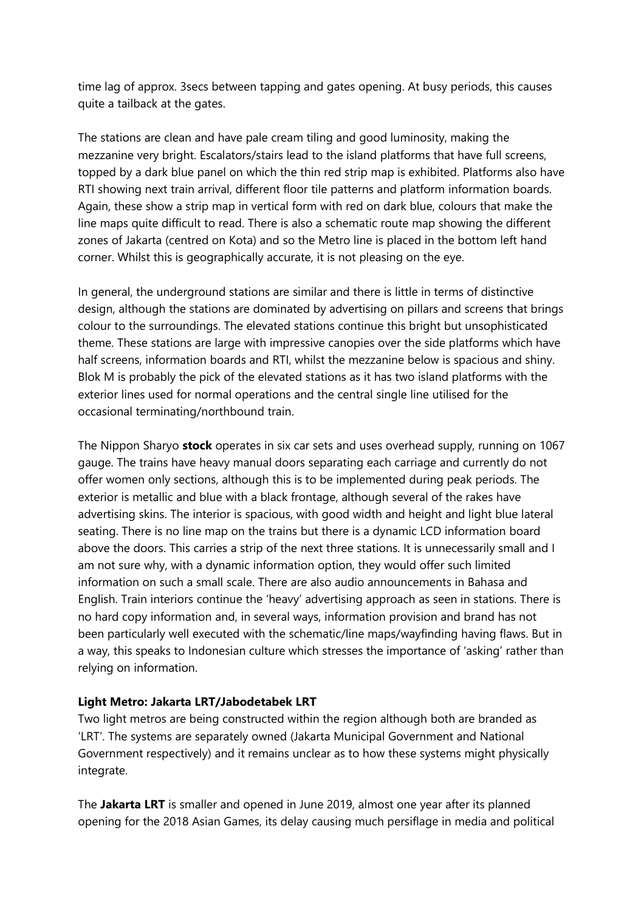time lag of approx. 3secs between tapping and gates opening. At busy periods, this causes quite a tailback at the gates.

The stations are clean and have pale cream tiling and good luminosity, making the mezzanine very bright. Escalators/stairs lead to the island platforms that have full screens, topped by a dark blue panel on which the thin red strip map is exhibited. Platforms also have RTI showing next train arrival, different floor tile patterns and platform information boards. Again, these show a strip map in vertical form with red on dark blue, colours that make the line maps quite difficult to read. There is also a schematic route map showing the different zones of Jakarta (centred on Kota) and so the Metro line is placed in the bottom left hand corner. Whilst this is geographically accurate, it is not pleasing on the eye.

In general, the underground stations are similar and there is little in terms of distinctive design, although the stations are dominated by advertising on pillars and screens that brings colour to the surroundings. The elevated stations continue this bright but unsophisticated theme. These stations are large with impressive canopies over the side platforms which have half screens, information boards and RTI, whilst the mezzanine below is spacious and shiny. Blok M is probably the pick of the elevated stations as it has two island platforms with the exterior lines used for normal operations and the central single line utilised for the occasional terminating/northbound train.

The Nippon Sharyo **stock** operates in six car sets and uses overhead supply, running on 1067 gauge. The trains have heavy manual doors separating each carriage and currently do not offer women only sections, although this is to be implemented during peak periods. The exterior is metallic and blue with a black frontage, although several of the rakes have advertising skins. The interior is spacious, with good width and height and light blue lateral seating. There is no line map on the trains but there is a dynamic LCD information board above the doors. This carries a strip of the next three stations. It is unnecessarily small and I am not sure why, with a dynamic information option, they would offer such limited information on such a small scale. There are also audio announcements in Bahasa and English. Train interiors continue the 'heavy' advertising approach as seen in stations. There is no hard copy information and, in several ways, information provision and brand has not been particularly well executed with the schematic/line maps/wayfinding having flaws. But in a way, this speaks to Indonesian culture which stresses the importance of 'asking' rather than relying on information.

**Light Metro: Jakarta LRT/Jabodetabek LRT**

Two light metros are being constructed within the region although both are branded as 'LRT'. The systems are separately owned (Jakarta Municipal Government and National Government respectively) and it remains unclear as to how these systems might physically integrate.

The **Jakarta LRT** is smaller and opened in June 2019, almost one year after its planned opening for the 2018 Asian Games, its delay causing much persiflage in media and political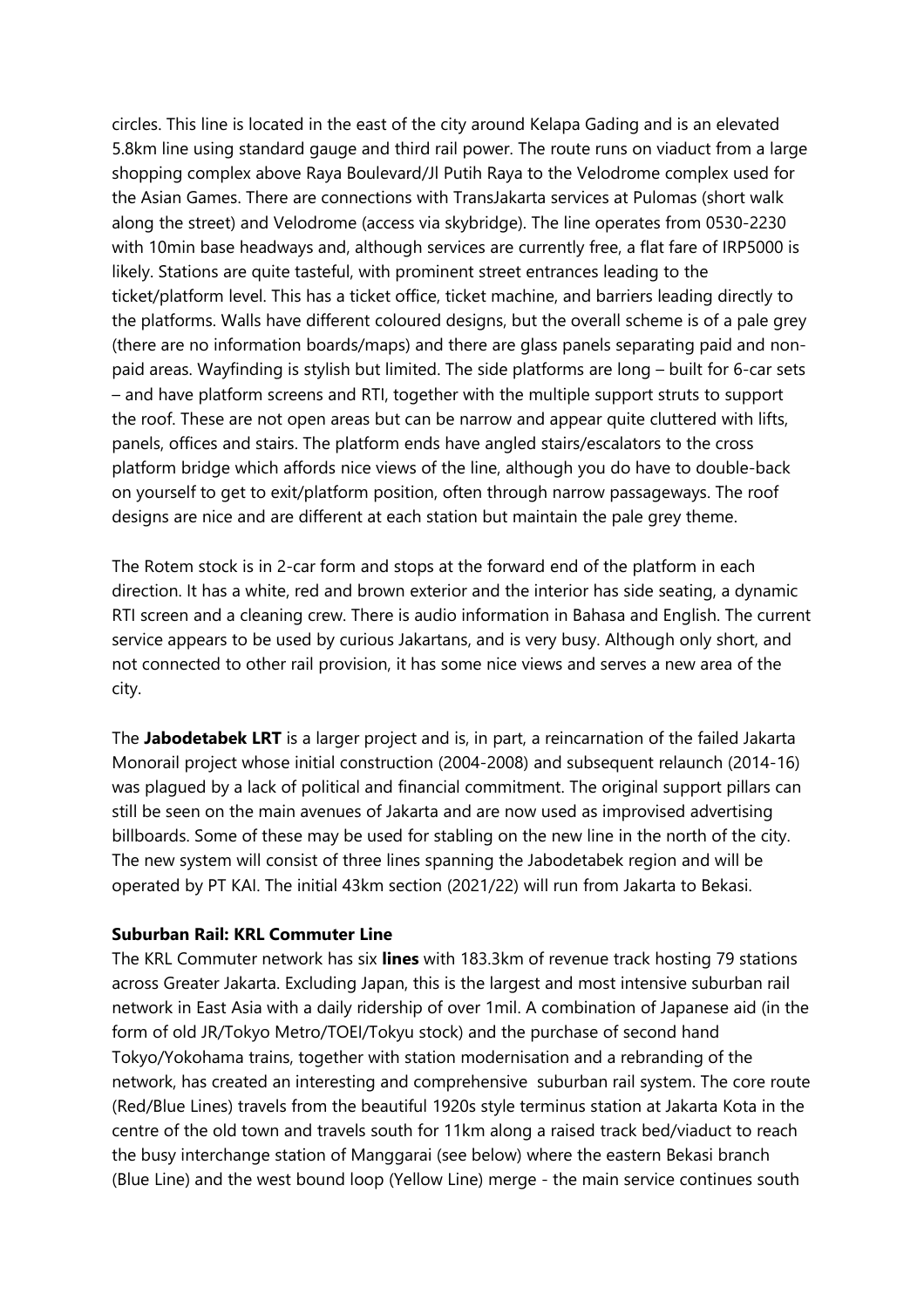circles. This line is located in the east of the city around Kelapa Gading and is an elevated 5.8km line using standard gauge and third rail power. The route runs on viaduct from a large shopping complex above Raya Boulevard/Jl Putih Raya to the Velodrome complex used for the Asian Games. There are connections with TransJakarta services at Pulomas (short walk along the street) and Velodrome (access via skybridge). The line operates from 0530-2230 with 10min base headways and, although services are currently free, a flat fare of IRP5000 is likely. Stations are quite tasteful, with prominent street entrances leading to the ticket/platform level. This has a ticket office, ticket machine, and barriers leading directly to the platforms. Walls have different coloured designs, but the overall scheme is of a pale grey (there are no information boards/maps) and there are glass panels separating paid and non-paid areas. Wayfinding is stylish but limited. The side platforms are long – built for 6-car sets – and have platform screens and RTI, together with the multiple support struts to support the roof. These are not open areas but can be narrow and appear quite cluttered with lifts, panels, offices and stairs. The platform ends have angled stairs/escalators to the cross platform bridge which affords nice views of the line, although you do have to double-back on yourself to get to exit/platform position, often through narrow passageways. The roof designs are nice and are different at each station but maintain the pale grey theme.

The Rotem stock is in 2-car form and stops at the forward end of the platform in each direction. It has a white, red and brown exterior and the interior has side seating, a dynamic RTI screen and a cleaning crew. There is audio information in Bahasa and English. The current service appears to be used by curious Jakartans, and is very busy. Although only short, and not connected to other rail provision, it has some nice views and serves a new area of the city.

The **Jabodetabek LRT** is a larger project and is, in part, a reincarnation of the failed Jakarta Monorail project whose initial construction (2004-2008) and subsequent relaunch (2014-16) was plagued by a lack of political and financial commitment. The original support pillars can still be seen on the main avenues of Jakarta and are now used as improvised advertising billboards. Some of these may be used for stabling on the new line in the north of the city. The new system will consist of three lines spanning the Jabodetabek region and will be operated by PT KAI. The initial 43km section (2021/22) will run from Jakarta to Bekasi.

**Suburban Rail: KRL Commuter Line**

The KRL Commuter network has six **lines** with 183.3km of revenue track hosting 79 stations across Greater Jakarta. Excluding Japan, this is the largest and most intensive suburban rail network in East Asia with a daily ridership of over 1mil. A combination of Japanese aid (in the form of old JR/Tokyo Metro/TOEI/Tokyu stock) and the purchase of second hand Tokyo/Yokohama trains, together with station modernisation and a rebranding of the network, has created an interesting and comprehensive suburban rail system. The core route (Red/Blue Lines) travels from the beautiful 1920s style terminus station at Jakarta Kota in the centre of the old town and travels south for 11km along a raised track bed/viaduct to reach the busy interchange station of Manggarai (see below) where the eastern Bekasi branch (Blue Line) and the west bound loop (Yellow Line) merge - the main service continues south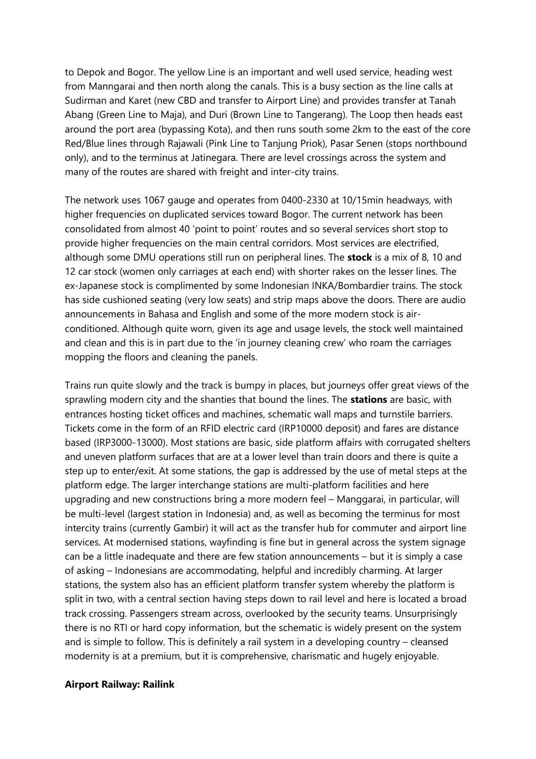to Depok and Bogor. The yellow Line is an important and well used service, heading west from Manngarai and then north along the canals. This is a busy section as the line calls at Sudirman and Karet (new CBD and transfer to Airport Line) and provides transfer at Tanah Abang (Green Line to Maja), and Duri (Brown Line to Tangerang). The Loop then heads east around the port area (bypassing Kota), and then runs south some 2km to the east of the core Red/Blue lines through Rajawali (Pink Line to Tanjung Priok), Pasar Senen (stops northbound only), and to the terminus at Jatinegara. There are level crossings across the system and many of the routes are shared with freight and inter-city trains.

The network uses 1067 gauge and operates from 0400-2330 at 10/15min headways, with higher frequencies on duplicated services toward Bogor. The current network has been consolidated from almost 40 'point to point' routes and so several services short stop to provide higher frequencies on the main central corridors. Most services are electrified, although some DMU operations still run on peripheral lines. The **stock** is a mix of 8, 10 and 12 car stock (women only carriages at each end) with shorter rakes on the lesser lines. The ex-Japanese stock is complimented by some Indonesian INKA/Bombardier trains. The stock has side cushioned seating (very low seats) and strip maps above the doors. There are audio announcements in Bahasa and English and some of the more modern stock is air-conditioned. Although quite worn, given its age and usage levels, the stock well maintained and clean and this is in part due to the 'in journey cleaning crew' who roam the carriages mopping the floors and cleaning the panels.

Trains run quite slowly and the track is bumpy in places, but journeys offer great views of the sprawling modern city and the shanties that bound the lines. The **stations** are basic, with entrances hosting ticket offices and machines, schematic wall maps and turnstile barriers. Tickets come in the form of an RFID electric card (IRP10000 deposit) and fares are distance based (IRP3000-13000). Most stations are basic, side platform affairs with corrugated shelters and uneven platform surfaces that are at a lower level than train doors and there is quite a step up to enter/exit. At some stations, the gap is addressed by the use of metal steps at the platform edge. The larger interchange stations are multi-platform facilities and here upgrading and new constructions bring a more modern feel – Manggarai, in particular, will be multi-level (largest station in Indonesia) and, as well as becoming the terminus for most intercity trains (currently Gambir) it will act as the transfer hub for commuter and airport line services. At modernised stations, wayfinding is fine but in general across the system signage can be a little inadequate and there are few station announcements – but it is simply a case of asking – Indonesians are accommodating, helpful and incredibly charming. At larger stations, the system also has an efficient platform transfer system whereby the platform is split in two, with a central section having steps down to rail level and here is located a broad track crossing. Passengers stream across, overlooked by the security teams. Unsurprisingly there is no RTI or hard copy information, but the schematic is widely present on the system and is simple to follow. This is definitely a rail system in a developing country – cleansed modernity is at a premium, but it is comprehensive, charismatic and hugely enjoyable.

**Airport Railway: Railink**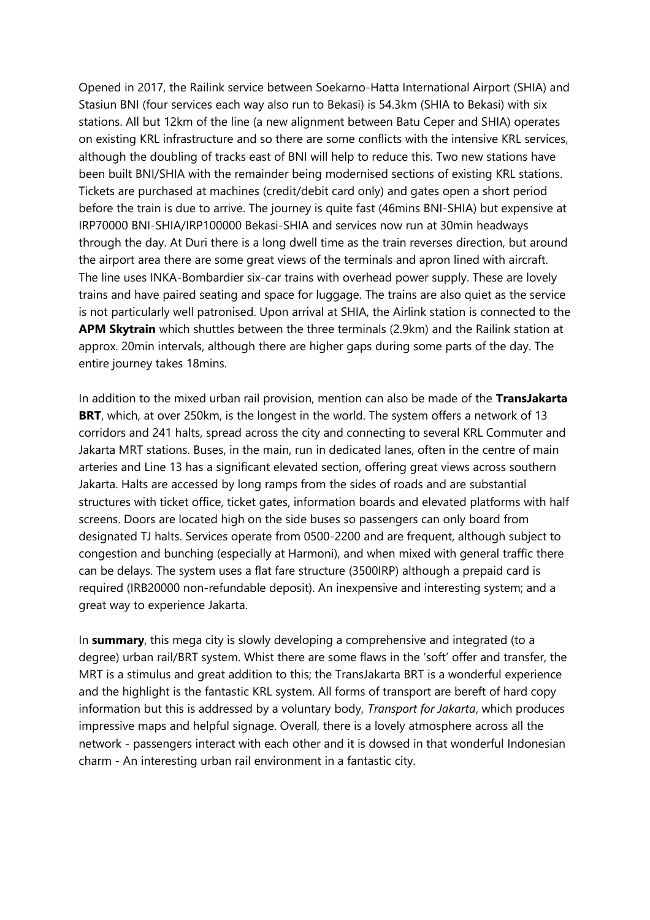Opened in 2017, the Railink service between Soekarno-Hatta International Airport (SHIA) and Stasiun BNI (four services each way also run to Bekasi) is 54.3km (SHIA to Bekasi) with six stations. All but 12km of the line (a new alignment between Batu Ceper and SHIA) operates on existing KRL infrastructure and so there are some conflicts with the intensive KRL services, although the doubling of tracks east of BNI will help to reduce this. Two new stations have been built BNI/SHIA with the remainder being modernised sections of existing KRL stations. Tickets are purchased at machines (credit/debit card only) and gates open a short period before the train is due to arrive. The journey is quite fast (46mins BNI-SHIA) but expensive at IRP70000 BNI-SHIA/IRP100000 Bekasi-SHIA and services now run at 30min headways through the day. At Duri there is a long dwell time as the train reverses direction, but around the airport area there are some great views of the terminals and apron lined with aircraft. The line uses INKA-Bombardier six-car trains with overhead power supply. These are lovely trains and have paired seating and space for luggage. The trains are also quiet as the service is not particularly well patronised. Upon arrival at SHIA, the Airlink station is connected to the **APM Skytrain** which shuttles between the three terminals (2.9km) and the Railink station at approx. 20min intervals, although there are higher gaps during some parts of the day. The entire journey takes 18mins.

In addition to the mixed urban rail provision, mention can also be made of the **TransJakarta BRT**, which, at over 250km, is the longest in the world. The system offers a network of 13 corridors and 241 halts, spread across the city and connecting to several KRL Commuter and Jakarta MRT stations. Buses, in the main, run in dedicated lanes, often in the centre of main arteries and Line 13 has a significant elevated section, offering great views across southern Jakarta. Halts are accessed by long ramps from the sides of roads and are substantial structures with ticket office, ticket gates, information boards and elevated platforms with half screens. Doors are located high on the side buses so passengers can only board from designated TJ halts. Services operate from 0500-2200 and are frequent, although subject to congestion and bunching (especially at Harmoni), and when mixed with general traffic there can be delays. The system uses a flat fare structure (3500IRP) although a prepaid card is required (IRB20000 non-refundable deposit). An inexpensive and interesting system; and a great way to experience Jakarta.

In **summary**, this mega city is slowly developing a comprehensive and integrated (to a degree) urban rail/BRT system. Whist there are some flaws in the 'soft' offer and transfer, the MRT is a stimulus and great addition to this; the TransJakarta BRT is a wonderful experience and the highlight is the fantastic KRL system. All forms of transport are bereft of hard copy information but this is addressed by a voluntary body, *Transport for Jakarta*, which produces impressive maps and helpful signage. Overall, there is a lovely atmosphere across all the network - passengers interact with each other and it is dowsed in that wonderful Indonesian charm - An interesting urban rail environment in a fantastic city.